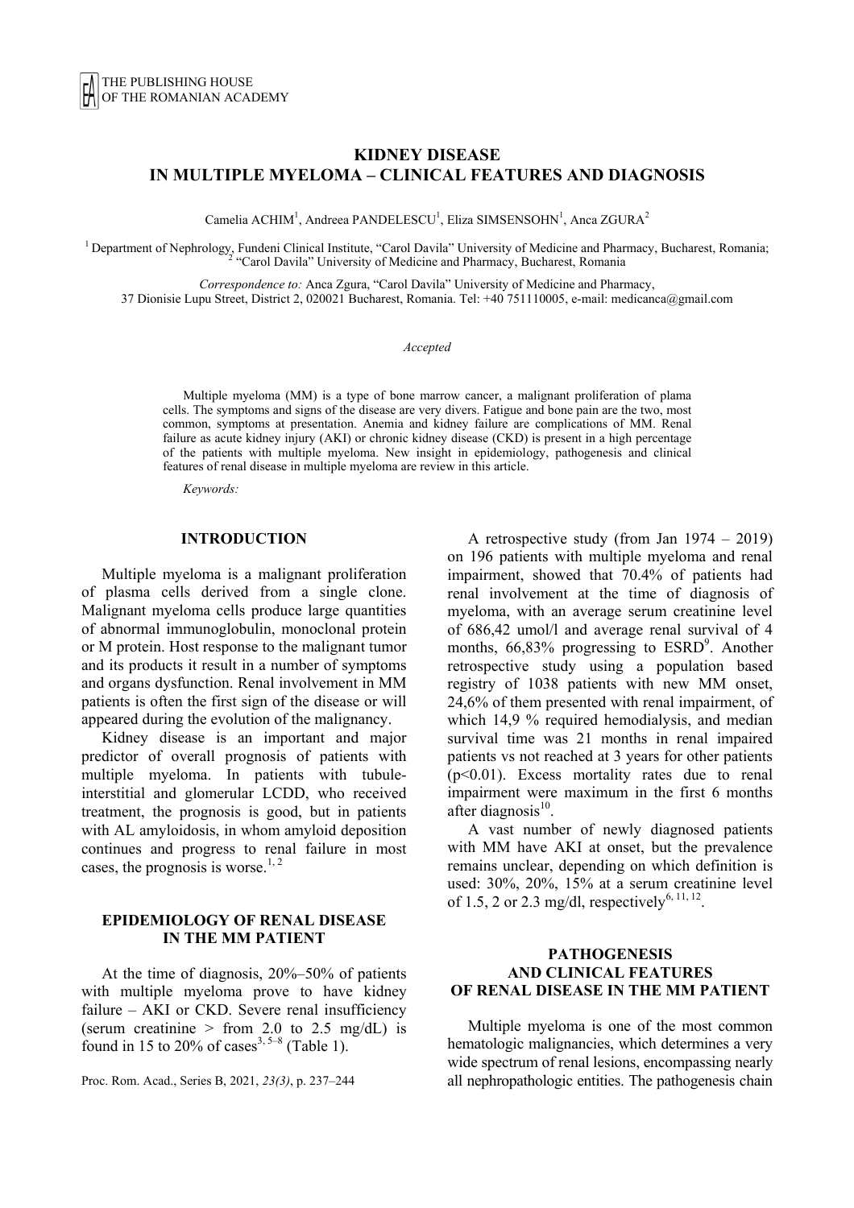# KIDNEY DISEASE IN MULTIPLE MYELOMA – CLINICAL FEATURES AND DIAGNOSIS

Camelia ACHIM[1], Andreea PANDELESCU[1], Eliza SIMSENSOHN[1], Anca ZGURA[2]

[1] Department of Nephrology, Fundeni Clinical Institute, "Carol Davila" University of Medicine and Pharmacy, Bucharest, Romania;
[2] "Carol Davila" University of Medicine and Pharmacy, Bucharest, Romania

*Correspondence to:* Anca Zgura, "Carol Davila" University of Medicine and Pharmacy, 37 Dionisie Lupu Street, District 2, 020021 Bucharest, Romania. Tel: +40 751110005, e-mail: medicanca@gmail.com

*Accepted*

Multiple myeloma (MM) is a type of bone marrow cancer, a malignant proliferation of plama cells. The symptoms and signs of the disease are very divers. Fatigue and bone pain are the two, most common, symptoms at presentation. Anemia and kidney failure are complications of MM. Renal failure as acute kidney injury (AKI) or chronic kidney disease (CKD) is present in a high percentage of the patients with multiple myeloma. New insight in epidemiology, pathogenesis and clinical features of renal disease in multiple myeloma are review in this article.

*Keywords:*

## INTRODUCTION

Multiple myeloma is a malignant proliferation of plasma cells derived from a single clone. Malignant myeloma cells produce large quantities of abnormal immunoglobulin, monoclonal protein or M protein. Host response to the malignant tumor and its products it result in a number of symptoms and organs dysfunction. Renal involvement in MM patients is often the first sign of the disease or will appeared during the evolution of the malignancy.

Kidney disease is an important and major predictor of overall prognosis of patients with multiple myeloma. In patients with tubule-interstitial and glomerular LCDD, who received treatment, the prognosis is good, but in patients with AL amyloidosis, in whom amyloid deposition continues and progress to renal failure in most cases, the prognosis is worse.[1, 2]

## EPIDEMIOLOGY OF RENAL DISEASE IN THE MM PATIENT

At the time of diagnosis, 20%–50% of patients with multiple myeloma prove to have kidney failure – AKI or CKD. Severe renal insufficiency (serum creatinine > from 2.0 to 2.5 mg/dL) is found in 15 to 20% of cases[3, 5–8] (Table 1).

A retrospective study (from Jan 1974 – 2019) on 196 patients with multiple myeloma and renal impairment, showed that 70.4% of patients had renal involvement at the time of diagnosis of myeloma, with an average serum creatinine level of 686,42 umol/l and average renal survival of 4 months, 66,83% progressing to ESRD[9]. Another retrospective study using a population based registry of 1038 patients with new MM onset, 24,6% of them presented with renal impairment, of which 14,9 % required hemodialysis, and median survival time was 21 months in renal impaired patients vs not reached at 3 years for other patients ($p<0.01$). Excess mortality rates due to renal impairment were maximum in the first 6 months after diagnosis[10].

A vast number of newly diagnosed patients with MM have AKI at onset, but the prevalence remains unclear, depending on which definition is used: 30%, 20%, 15% at a serum creatinine level of 1.5, 2 or 2.3 mg/dl, respectively[6, 11, 12].

## PATHOGENESIS AND CLINICAL FEATURES OF RENAL DISEASE IN THE MM PATIENT

Multiple myeloma is one of the most common hematologic malignancies, which determines a very wide spectrum of renal lesions, encompassing nearly all nephropathologic entities. The pathogenesis chain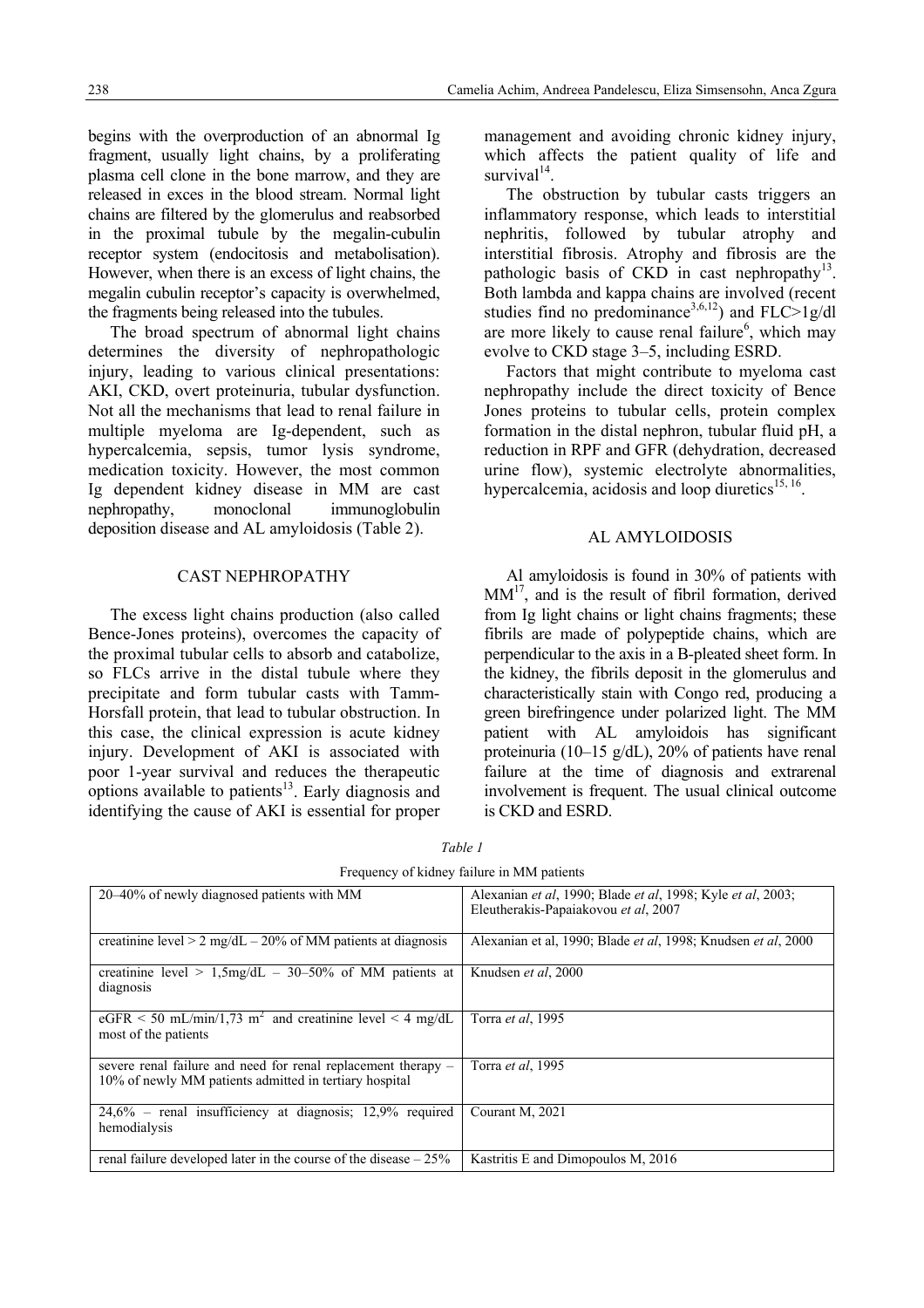begins with the overproduction of an abnormal Ig fragment, usually light chains, by a proliferating plasma cell clone in the bone marrow, and they are released in exces in the blood stream. Normal light chains are filtered by the glomerulus and reabsorbed in the proximal tubule by the megalin-cubulin receptor system (endocitosis and metabolisation). However, when there is an excess of light chains, the megalin cubulin receptor's capacity is overwhelmed, the fragments being released into the tubules.

The broad spectrum of abnormal light chains determines the diversity of nephropathologic injury, leading to various clinical presentations: AKI, CKD, overt proteinuria, tubular dysfunction. Not all the mechanisms that lead to renal failure in multiple myeloma are Ig-dependent, such as hypercalcemia, sepsis, tumor lysis syndrome, medication toxicity. However, the most common Ig dependent kidney disease in MM are cast nephropathy, monoclonal immunoglobulin deposition disease and AL amyloidosis (Table 2).

## CAST NEPHROPATHY

The excess light chains production (also called Bence-Jones proteins), overcomes the capacity of the proximal tubular cells to absorb and catabolize, so FLCs arrive in the distal tubule where they precipitate and form tubular casts with Tamm-Horsfall protein, that lead to tubular obstruction. In this case, the clinical expression is acute kidney injury. Development of AKI is associated with poor 1-year survival and reduces the therapeutic options available to patients[13]. Early diagnosis and identifying the cause of AKI is essential for proper management and avoiding chronic kidney injury, which affects the patient quality of life and survival[14].

The obstruction by tubular casts triggers an inflammatory response, which leads to interstitial nephritis, followed by tubular atrophy and interstitial fibrosis. Atrophy and fibrosis are the pathologic basis of CKD in cast nephropathy[13]. Both lambda and kappa chains are involved (recent studies find no predominance[3,6,12]) and FLC>1g/dl are more likely to cause renal failure[6], which may evolve to CKD stage 3–5, including ESRD.

Factors that might contribute to myeloma cast nephropathy include the direct toxicity of Bence Jones proteins to tubular cells, protein complex formation in the distal nephron, tubular fluid pH, a reduction in RPF and GFR (dehydration, decreased urine flow), systemic electrolyte abnormalities, hypercalcemia, acidosis and loop diuretics[15, 16].

## AL AMYLOIDOSIS

Al amyloidosis is found in 30% of patients with MM[17], and is the result of fibril formation, derived from Ig light chains or light chains fragments; these fibrils are made of polypeptide chains, which are perpendicular to the axis in a B-pleated sheet form. In the kidney, the fibrils deposit in the glomerulus and characteristically stain with Congo red, producing a green birefringence under polarized light. The MM patient with AL amyloidois has significant proteinuria (10–15 g/dL), 20% of patients have renal failure at the time of diagnosis and extrarenal involvement is frequent. The usual clinical outcome is CKD and ESRD.

*Table 1*

Frequency of kidney failure in MM patients

| | |
|---|---|
| 20–40% of newly diagnosed patients with MM | Alexanian *et al*, 1990; Blade *et al*, 1998; Kyle *et al*, 2003; Eleutherakis-Papaiakovou *et al*, 2007 |
| creatinine level > 2 mg/dL – 20% of MM patients at diagnosis | Alexanian et al, 1990; Blade *et al*, 1998; Knudsen *et al*, 2000 |
| creatinine level > 1,5mg/dL – 30–50% of MM patients at diagnosis | Knudsen *et al*, 2000 |
| eGFR < 50 mL/min/1,73 m$^2$ and creatinine level < 4 mg/dL most of the patients | Torra *et al*, 1995 |
| severe renal failure and need for renal replacement therapy – 10% of newly MM patients admitted in tertiary hospital | Torra *et al*, 1995 |
| 24,6% – renal insufficiency at diagnosis; 12,9% required hemodialysis | Courant M, 2021 |
| renal failure developed later in the course of the disease – 25% | Kastritis E and Dimopoulos M, 2016 |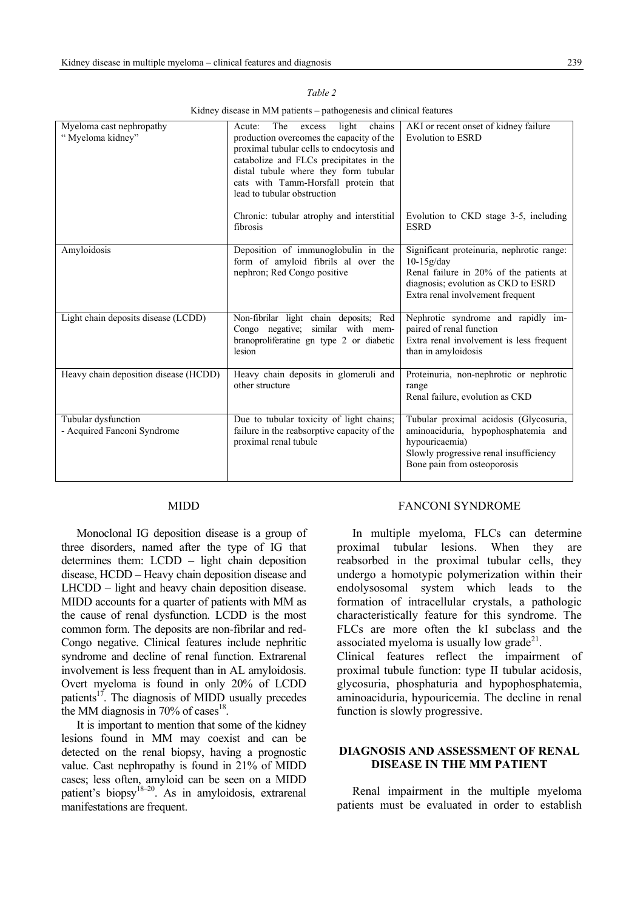*Table 2*

Kidney disease in MM patients – pathogenesis and clinical features

| | | |
|---|---|---|
| Myeloma cast nephropathy " Myeloma kidney" | Acute: The excess light chains production overcomes the capacity of the proximal tubular cells to endocytosis and catabolize and FLCs precipitates in the distal tubule where they form tubular cats with Tamm-Horsfall protein that lead to tubular obstruction | AKI or recent onset of kidney failure Evolution to ESRD |
| | Chronic: tubular atrophy and interstitial fibrosis | Evolution to CKD stage 3-5, including ESRD |
| Amyloidosis | Deposition of immunoglobulin in the form of amyloid fibrils al over the nephron; Red Congo positive | Significant proteinuria, nephrotic range: 10-15g/day Renal failure in 20% of the patients at diagnosis; evolution as CKD to ESRD Extra renal involvement frequent |
| Light chain deposits disease (LCDD) | Non-fibrilar light chain deposits; Red Congo negative; similar with membranoproliferatine gn type 2 or diabetic lesion | Nephrotic syndrome and rapidly impaired of renal function Extra renal involvement is less frequent than in amyloidosis |
| Heavy chain deposition disease (HCDD) | Heavy chain deposits in glomeruli and other structure | Proteinuria, non-nephrotic or nephrotic range Renal failure, evolution as CKD |
| Tubular dysfunction - Acquired Fanconi Syndrome | Due to tubular toxicity of light chains; failure in the reabsorptive capacity of the proximal renal tubule | Tubular proximal acidosis (Glycosuria, aminoaciduria, hypophosphatemia and hypouricaemia) Slowly progressive renal insufficiency Bone pain from osteoporosis |

## MIDD

Monoclonal IG deposition disease is a group of three disorders, named after the type of IG that determines them: LCDD – light chain deposition disease, HCDD – Heavy chain deposition disease and LHCDD – light and heavy chain deposition disease. MIDD accounts for a quarter of patients with MM as the cause of renal dysfunction. LCDD is the most common form. The deposits are non-fibrilar and red-Congo negative. Clinical features include nephritic syndrome and decline of renal function. Extrarenal involvement is less frequent than in AL amyloidosis. Overt myeloma is found in only 20% of LCDD patients[17]. The diagnosis of MIDD usually precedes the MM diagnosis in 70% of cases[18].

It is important to mention that some of the kidney lesions found in MM may coexist and can be detected on the renal biopsy, having a prognostic value. Cast nephropathy is found in 21% of MIDD cases; less often, amyloid can be seen on a MIDD patient's biopsy[18–20]. As in amyloidosis, extrarenal manifestations are frequent.

## FANCONI SYNDROME

In multiple myeloma, FLCs can determine proximal tubular lesions. When they are reabsorbed in the proximal tubular cells, they undergo a homotypic polymerization within their endolysosomal system which leads to the formation of intracellular crystals, a pathologic characteristically feature for this syndrome. The FLCs are more often the kI subclass and the associated myeloma is usually low grade[21].

Clinical features reflect the impairment of proximal tubule function: type II tubular acidosis, glycosuria, phosphaturia and hypophosphatemia, aminoaciduria, hypouricemia. The decline in renal function is slowly progressive.

## DIAGNOSIS AND ASSESSMENT OF RENAL DISEASE IN THE MM PATIENT

Renal impairment in the multiple myeloma patients must be evaluated in order to establish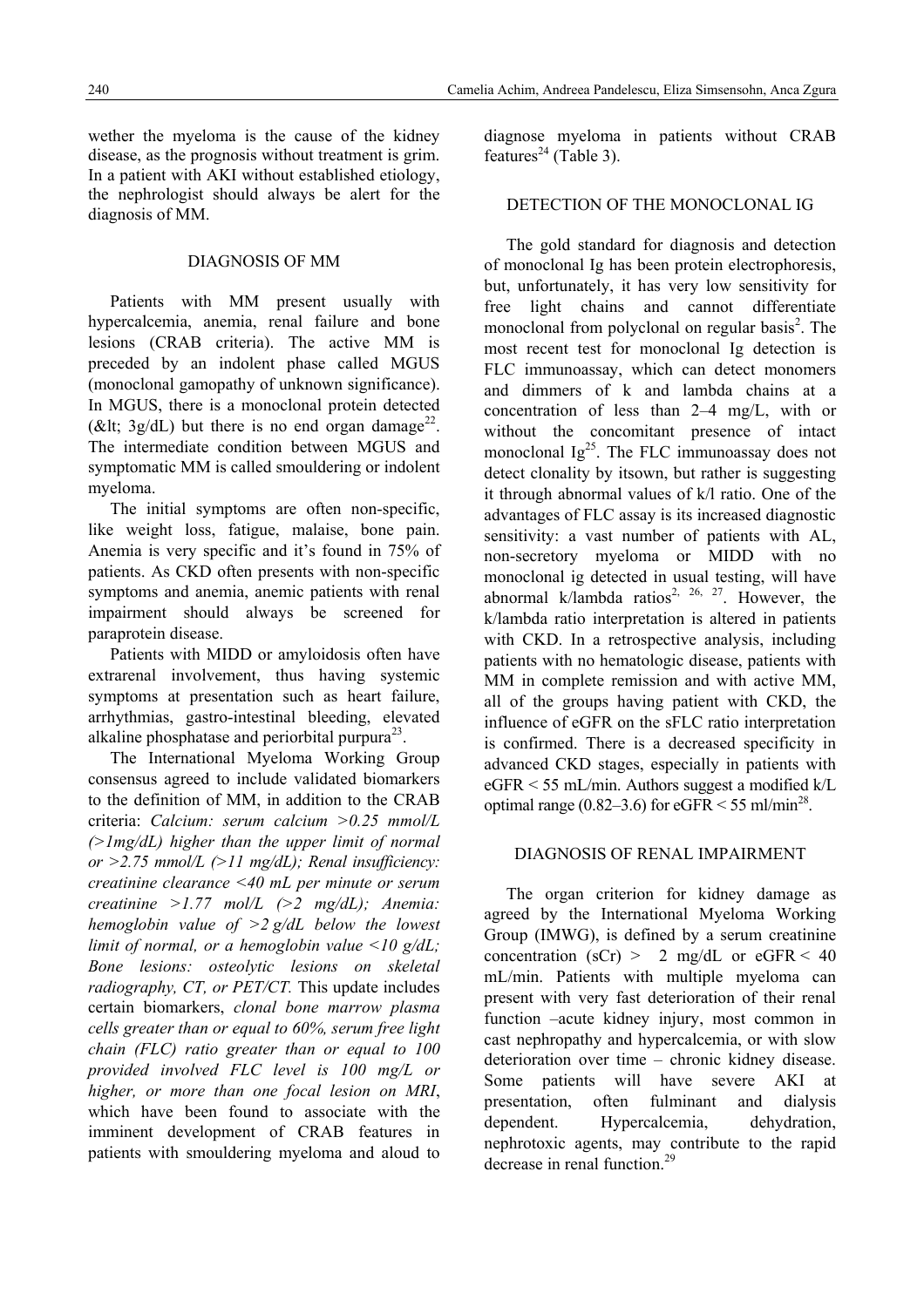wether the myeloma is the cause of the kidney disease, as the prognosis without treatment is grim. In a patient with AKI without established etiology, the nephrologist should always be alert for the diagnosis of MM.

## DIAGNOSIS OF MM

Patients with MM present usually with hypercalcemia, anemia, renal failure and bone lesions (CRAB criteria). The active MM is preceded by an indolent phase called MGUS (monoclonal gamopathy of unknown significance). In MGUS, there is a monoclonal protein detected (&lt; 3g/dL) but there is no end organ damage[22]. The intermediate condition between MGUS and symptomatic MM is called smouldering or indolent myeloma.

The initial symptoms are often non-specific, like weight loss, fatigue, malaise, bone pain. Anemia is very specific and it's found in 75% of patients. As CKD often presents with non-specific symptoms and anemia, anemic patients with renal impairment should always be screened for paraprotein disease.

Patients with MIDD or amyloidosis often have extrarenal involvement, thus having systemic symptoms at presentation such as heart failure, arrhythmias, gastro-intestinal bleeding, elevated alkaline phosphatase and periorbital purpura[23].

The International Myeloma Working Group consensus agreed to include validated biomarkers to the definition of MM, in addition to the CRAB criteria: *Calcium: serum calcium >0.25 mmol/L (>1mg/dL) higher than the upper limit of normal or >2.75 mmol/L (>11 mg/dL); Renal insufficiency: creatinine clearance <40 mL per minute or serum creatinine >1.77 mol/L (>2 mg/dL); Anemia: hemoglobin value of >2 g/dL below the lowest limit of normal, or a hemoglobin value <10 g/dL; Bone lesions: osteolytic lesions on skeletal radiography, CT, or PET/CT.* This update includes certain biomarkers, *clonal bone marrow plasma cells greater than or equal to 60%, serum free light chain (FLC) ratio greater than or equal to 100 provided involved FLC level is 100 mg/L or higher, or more than one focal lesion on MRI*, which have been found to associate with the imminent development of CRAB features in patients with smouldering myeloma and aloud to diagnose myeloma in patients without CRAB features[24] (Table 3).

## DETECTION OF THE MONOCLONAL IG

The gold standard for diagnosis and detection of monoclonal Ig has been protein electrophoresis, but, unfortunately, it has very low sensitivity for free light chains and cannot differentiate monoclonal from polyclonal on regular basis[2]. The most recent test for monoclonal Ig detection is FLC immunoassay, which can detect monomers and dimmers of k and lambda chains at a concentration of less than 2–4 mg/L, with or without the concomitant presence of intact monoclonal Ig[25]. The FLC immunoassay does not detect clonality by itsown, but rather is suggesting it through abnormal values of k/l ratio. One of the advantages of FLC assay is its increased diagnostic sensitivity: a vast number of patients with AL, non-secretory myeloma or MIDD with no monoclonal ig detected in usual testing, will have abnormal k/lambda ratios[2, 26, 27]. However, the k/lambda ratio interpretation is altered in patients with CKD. In a retrospective analysis, including patients with no hematologic disease, patients with MM in complete remission and with active MM, all of the groups having patient with CKD, the influence of eGFR on the sFLC ratio interpretation is confirmed. There is a decreased specificity in advanced CKD stages, especially in patients with eGFR < 55 mL/min. Authors suggest a modified k/L optimal range (0.82–3.6) for eGFR < 55 ml/min[28].

## DIAGNOSIS OF RENAL IMPAIRMENT

The organ criterion for kidney damage as agreed by the International Myeloma Working Group (IMWG), is defined by a serum creatinine concentration (sCr) > 2 mg/dL or eGFR < 40 mL/min. Patients with multiple myeloma can present with very fast deterioration of their renal function –acute kidney injury, most common in cast nephropathy and hypercalcemia, or with slow deterioration over time – chronic kidney disease. Some patients will have severe AKI at presentation, often fulminant and dialysis dependent. Hypercalcemia, dehydration, nephrotoxic agents, may contribute to the rapid decrease in renal function.[29]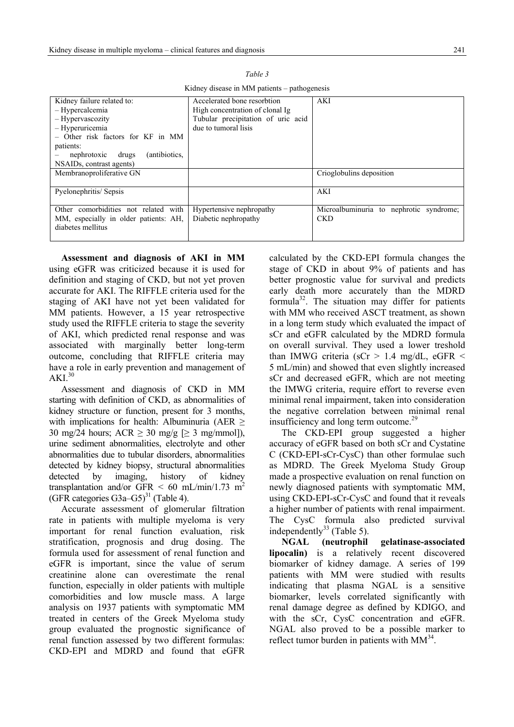*Table 3*

Kidney disease in MM patients – pathogenesis

| | | |
|---|---|---|
| Kidney failure related to:<br>– Hypercalcemia<br>– Hypervascozity<br>– Hyperuricemia<br>– Other risk factors for KF in MM patients:<br>– nephrotoxic drugs (antibiotics, NSAIDs, contrast agents) | Accelerated bone resorbtion<br>High concentration of clonal Ig<br>Tubular precipitation of uric acid due to tumoral lisis | AKI |
| Membranoproliferative GN | | Crioglobulins deposition |
| Pyelonephritis/ Sepsis | | AKI |
| Other comorbidities not related with MM, especially in older patients: AH, diabetes mellitus | Hypertensive nephropathy<br>Diabetic nephropathy | Microalbuminuria to nephrotic syndrome; CKD |

**Assessment and diagnosis of AKI in MM** using eGFR was criticized because it is used for definition and staging of CKD, but not yet proven accurate for AKI. The RIFFLE criteria used for the staging of AKI have not yet been validated for MM patients. However, a 15 year retrospective study used the RIFFLE criteria to stage the severity of AKI, which predicted renal response and was associated with marginally better long-term outcome, concluding that RIFFLE criteria may have a role in early prevention and management of AKI.[30]

Assessment and diagnosis of CKD in MM starting with definition of CKD, as abnormalities of kidney structure or function, present for 3 months, with implications for health: Albuminuria (AER ≥ 30 mg/24 hours; ACR ≥ 30 mg/g [≥ 3 mg/mmol]), urine sediment abnormalities, electrolyte and other abnormalities due to tubular disorders, abnormalities detected by kidney biopsy, structural abnormalities detected by imaging, history of kidney transplantation and/or GFR < 60 mL/min/1.73 m$^2$ (GFR categories G3a–G5)[31] (Table 4).

Accurate assessment of glomerular filtration rate in patients with multiple myeloma is very important for renal function evaluation, risk stratification, prognosis and drug dosing. The formula used for assessment of renal function and eGFR is important, since the value of serum creatinine alone can overestimate the renal function, especially in older patients with multiple comorbidities and low muscle mass. A large analysis on 1937 patients with symptomatic MM treated in centers of the Greek Myeloma study group evaluated the prognostic significance of renal function assessed by two different formulas: CKD-EPI and MDRD and found that eGFR calculated by the CKD-EPI formula changes the stage of CKD in about 9% of patients and has better prognostic value for survival and predicts early death more accurately than the MDRD formula[32]. The situation may differ for patients with MM who received ASCT treatment, as shown in a long term study which evaluated the impact of sCr and eGFR calculated by the MDRD formula on overall survival. They used a lower treshold than IMWG criteria (sCr > 1.4 mg/dL, eGFR < 5 mL/min) and showed that even slightly increased sCr and decreased eGFR, which are not meeting the IMWG criteria, require effort to reverse even minimal renal impairment, taken into consideration the negative correlation between minimal renal insufficiency and long term outcome.[29]

The CKD-EPI group suggested a higher accuracy of eGFR based on both sCr and Cystatine C (CKD-EPI-sCr-CysC) than other formulae such as MDRD. The Greek Myeloma Study Group made a prospective evaluation on renal function on newly diagnosed patients with symptomatic MM, using CKD-EPI-sCr-CysC and found that it reveals a higher number of patients with renal impairment. The CysC formula also predicted survival independently[33] (Table 5).

**NGAL (neutrophil gelatinase-associated lipocalin)** is a relatively recent discovered biomarker of kidney damage. A series of 199 patients with MM were studied with results indicating that plasma NGAL is a sensitive biomarker, levels correlated significantly with renal damage degree as defined by KDIGO, and with the sCr, CysC concentration and eGFR. NGAL also proved to be a possible marker to reflect tumor burden in patients with MM[34].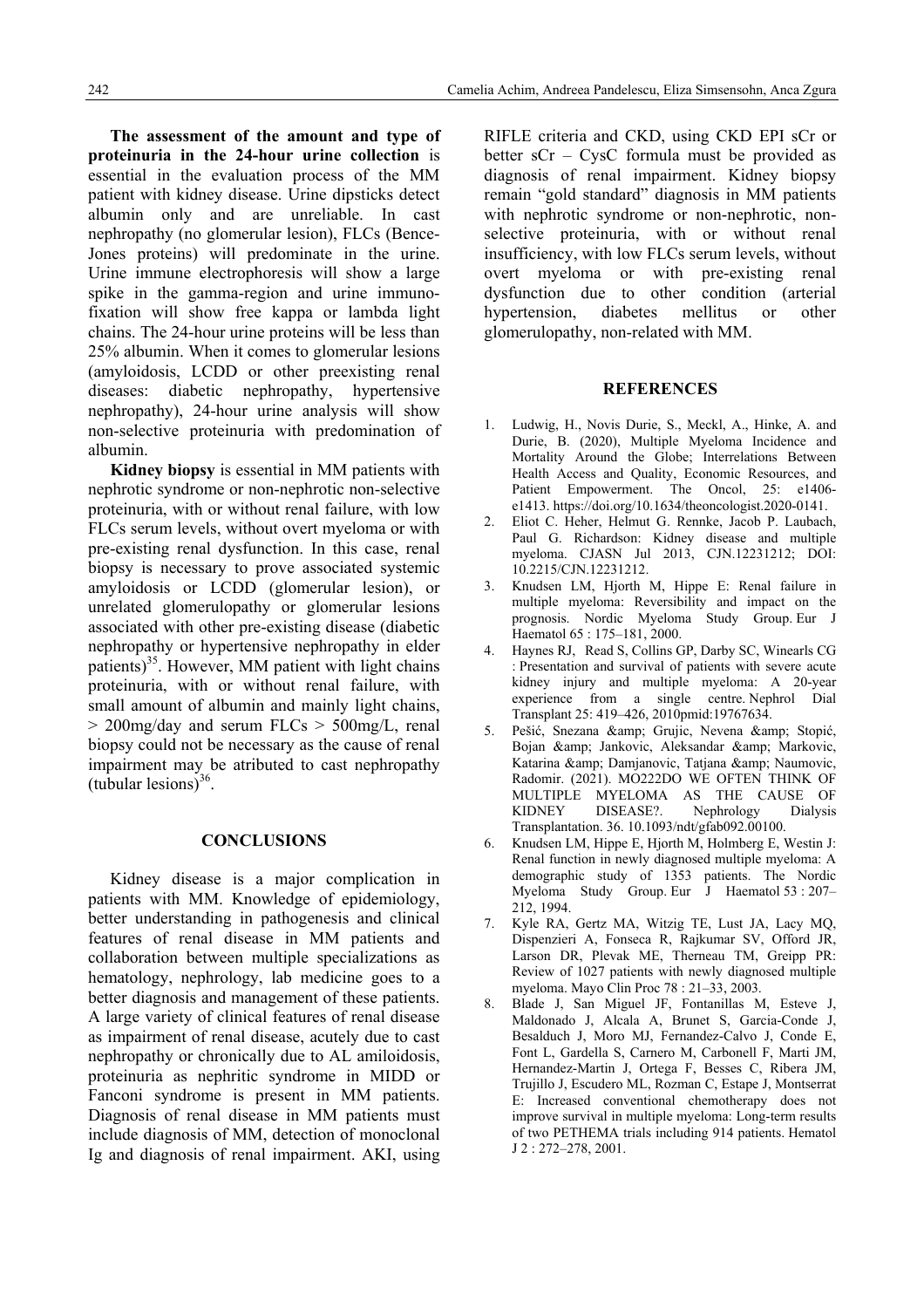**The assessment of the amount and type of proteinuria in the 24-hour urine collection** is essential in the evaluation process of the MM patient with kidney disease. Urine dipsticks detect albumin only and are unreliable. In cast nephropathy (no glomerular lesion), FLCs (Bence-Jones proteins) will predominate in the urine. Urine immune electrophoresis will show a large spike in the gamma-region and urine immuno-fixation will show free kappa or lambda light chains. The 24-hour urine proteins will be less than 25% albumin. When it comes to glomerular lesions (amyloidosis, LCDD or other preexisting renal diseases: diabetic nephropathy, hypertensive nephropathy), 24-hour urine analysis will show non-selective proteinuria with predomination of albumin.

**Kidney biopsy** is essential in MM patients with nephrotic syndrome or non-nephrotic non-selective proteinuria, with or without renal failure, with low FLCs serum levels, without overt myeloma or with pre-existing renal dysfunction. In this case, renal biopsy is necessary to prove associated systemic amyloidosis or LCDD (glomerular lesion), or unrelated glomerulopathy or glomerular lesions associated with other pre-existing disease (diabetic nephropathy or hypertensive nephropathy in elder patients)[35]. However, MM patient with light chains proteinuria, with or without renal failure, with small amount of albumin and mainly light chains, > 200mg/day and serum FLCs > 500mg/L, renal biopsy could not be necessary as the cause of renal impairment may be atributed to cast nephropathy (tubular lesions)[36].

## CONCLUSIONS

Kidney disease is a major complication in patients with MM. Knowledge of epidemiology, better understanding in pathogenesis and clinical features of renal disease in MM patients and collaboration between multiple specializations as hematology, nephrology, lab medicine goes to a better diagnosis and management of these patients. A large variety of clinical features of renal disease as impairment of renal disease, acutely due to cast nephropathy or chronically due to AL amiloidosis, proteinuria as nephritic syndrome in MIDD or Fanconi syndrome is present in MM patients. Diagnosis of renal disease in MM patients must include diagnosis of MM, detection of monoclonal Ig and diagnosis of renal impairment. AKI, using RIFLE criteria and CKD, using CKD EPI sCr or better sCr – CysC formula must be provided as diagnosis of renal impairment. Kidney biopsy remain "gold standard" diagnosis in MM patients with nephrotic syndrome or non-nephrotic, non-selective proteinuria, with or without renal insufficiency, with low FLCs serum levels, without overt myeloma or with pre-existing renal dysfunction due to other condition (arterial hypertension, diabetes mellitus or other glomerulopathy, non-related with MM.

## REFERENCES

1. Ludwig, H., Novis Durie, S., Meckl, A., Hinke, A. and Durie, B. (2020), Multiple Myeloma Incidence and Mortality Around the Globe; Interrelations Between Health Access and Quality, Economic Resources, and Patient Empowerment. The Oncol, 25: e1406-e1413. https://doi.org/10.1634/theoncologist.2020-0141.
2. Eliot C. Heher, Helmut G. Rennke, Jacob P. Laubach, Paul G. Richardson: Kidney disease and multiple myeloma. CJASN Jul 2013, CJN.12231212; DOI: 10.2215/CJN.12231212.
3. Knudsen LM, Hjorth M, Hippe E: Renal failure in multiple myeloma: Reversibility and impact on the prognosis. Nordic Myeloma Study Group. Eur J Haematol 65 : 175–181, 2000.
4. Haynes RJ, Read S, Collins GP, Darby SC, Winearls CG : Presentation and survival of patients with severe acute kidney injury and multiple myeloma: A 20-year experience from a single centre. Nephrol Dial Transplant 25: 419–426, 2010pmid:19767634.
5. Pešić, Snezana &amp; Grujic, Nevena &amp; Stopić, Bojan &amp; Jankovic, Aleksandar &amp; Markovic, Katarina &amp; Damjanovic, Tatjana &amp; Naumovic, Radomir. (2021). MO222DO WE OFTEN THINK OF MULTIPLE MYELOMA AS THE CAUSE OF KIDNEY DISEASE?. Nephrology Dialysis Transplantation. 36. 10.1093/ndt/gfab092.00100.
6. Knudsen LM, Hippe E, Hjorth M, Holmberg E, Westin J: Renal function in newly diagnosed multiple myeloma: A demographic study of 1353 patients. The Nordic Myeloma Study Group. Eur J Haematol 53 : 207–212, 1994.
7. Kyle RA, Gertz MA, Witzig TE, Lust JA, Lacy MQ, Dispenzieri A, Fonseca R, Rajkumar SV, Offord JR, Larson DR, Plevak ME, Therneau TM, Greipp PR: Review of 1027 patients with newly diagnosed multiple myeloma. Mayo Clin Proc 78 : 21–33, 2003.
8. Blade J, San Miguel JF, Fontanillas M, Esteve J, Maldonado J, Alcala A, Brunet S, Garcia-Conde J, Besalduch J, Moro MJ, Fernandez-Calvo J, Conde E, Font L, Gardella S, Carnero M, Carbonell F, Marti JM, Hernandez-Martin J, Ortega F, Besses C, Ribera JM, Trujillo J, Escudero ML, Rozman C, Estape J, Montserrat E: Increased conventional chemotherapy does not improve survival in multiple myeloma: Long-term results of two PETHEMA trials including 914 patients. Hematol J 2 : 272–278, 2001.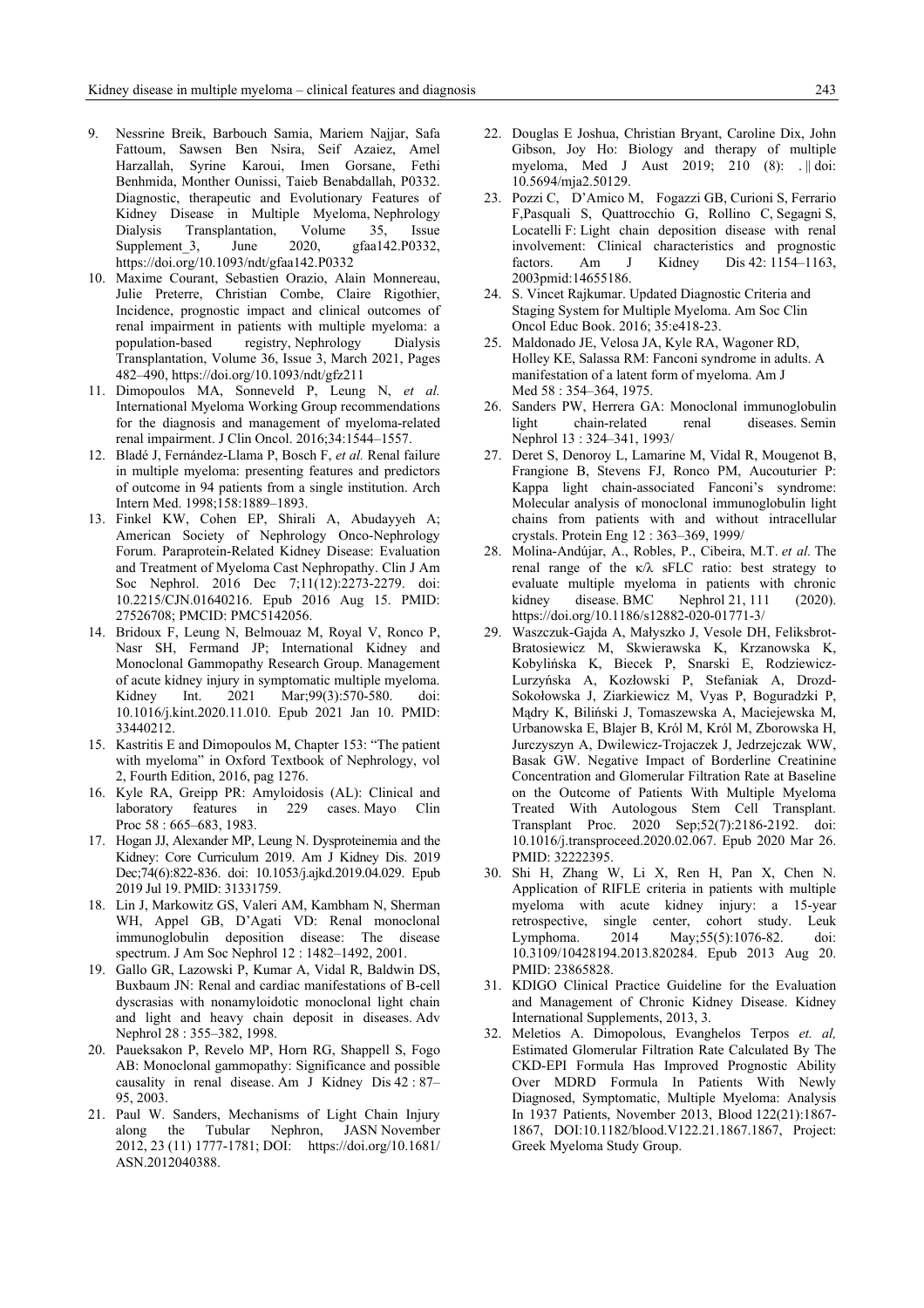9. Nessrine Breik, Barbouch Samia, Mariem Najjar, Safa Fattoum, Sawsen Ben Nsira, Seif Azaiez, Amel Harzallah, Syrine Karoui, Imen Gorsane, Fethi Benhmida, Monther Ounissi, Taieb Benabdallah, P0332. Diagnostic, therapeutic and Evolutionary Features of Kidney Disease in Multiple Myeloma, Nephrology Dialysis Transplantation, Volume 35, Issue Supplement_3, June 2020, gfaa142.P0332, https://doi.org/10.1093/ndt/gfaa142.P0332
10. Maxime Courant, Sebastien Orazio, Alain Monnereau, Julie Preterre, Christian Combe, Claire Rigothier, Incidence, prognostic impact and clinical outcomes of renal impairment in patients with multiple myeloma: a population-based registry, Nephrology Dialysis Transplantation, Volume 36, Issue 3, March 2021, Pages 482–490, https://doi.org/10.1093/ndt/gfz211
11. Dimopoulos MA, Sonneveld P, Leung N, *et al.* International Myeloma Working Group recommendations for the diagnosis and management of myeloma-related renal impairment. J Clin Oncol. 2016;34:1544–1557.
12. Bladé J, Fernández-Llama P, Bosch F, *et al.* Renal failure in multiple myeloma: presenting features and predictors of outcome in 94 patients from a single institution. Arch Intern Med. 1998;158:1889–1893.
13. Finkel KW, Cohen EP, Shirali A, Abudayyeh A; American Society of Nephrology Onco-Nephrology Forum. Paraprotein-Related Kidney Disease: Evaluation and Treatment of Myeloma Cast Nephropathy. Clin J Am Soc Nephrol. 2016 Dec 7;11(12):2273-2279. doi: 10.2215/CJN.01640216. Epub 2016 Aug 15. PMID: 27526708; PMCID: PMC5142056.
14. Bridoux F, Leung N, Belmouaz M, Royal V, Ronco P, Nasr SH, Fermand JP; International Kidney and Monoclonal Gammopathy Research Group. Management of acute kidney injury in symptomatic multiple myeloma. Kidney Int. 2021 Mar;99(3):570-580. doi: 10.1016/j.kint.2020.11.010. Epub 2021 Jan 10. PMID: 33440212.
15. Kastritis E and Dimopoulos M, Chapter 153: "The patient with myeloma" in Oxford Textbook of Nephrology, vol 2, Fourth Edition, 2016, pag 1276.
16. Kyle RA, Greipp PR: Amyloidosis (AL): Clinical and laboratory features in 229 cases. Mayo Clin Proc 58 : 665–683, 1983.
17. Hogan JJ, Alexander MP, Leung N. Dysproteinemia and the Kidney: Core Curriculum 2019. Am J Kidney Dis. 2019 Dec;74(6):822-836. doi: 10.1053/j.ajkd.2019.04.029. Epub 2019 Jul 19. PMID: 31331759.
18. Lin J, Markowitz GS, Valeri AM, Kambham N, Sherman WH, Appel GB, D'Agati VD: Renal monoclonal immunoglobulin deposition disease: The disease spectrum. J Am Soc Nephrol 12 : 1482–1492, 2001.
19. Gallo GR, Lazowski P, Kumar A, Vidal R, Baldwin DS, Buxbaum JN: Renal and cardiac manifestations of B-cell dyscrasias with nonamyloidotic monoclonal light chain and light and heavy chain deposit in diseases. Adv Nephrol 28 : 355–382, 1998.
20. Paueksakon P, Revelo MP, Horn RG, Shappell S, Fogo AB: Monoclonal gammopathy: Significance and possible causality in renal disease. Am J Kidney Dis 42 : 87–95, 2003.
21. Paul W. Sanders, Mechanisms of Light Chain Injury along the Tubular Nephron, JASN November 2012, 23 (11) 1777-1781; DOI: https://doi.org/10.1681/ASN.2012040388.
22. Douglas E Joshua, Christian Bryant, Claire Dix, John Gibson, Joy Ho: Biology and therapy of multiple myeloma, Med J Aust 2019; 210 (8): . || doi: 10.5694/mja2.50129.
23. Pozzi C, D'Amico M, Fogazzi GB, Curioni S, Ferrario F,Pasquali S, Quattrocchio G, Rollino C, Segagni S, Locatelli F: Light chain deposition disease with renal involvement: Clinical characteristics and prognostic factors. Am J Kidney Dis 42: 1154–1163, 2003pmid:14655186.
24. S. Vincet Rajkumar. Updated Diagnostic Criteria and Staging System for Multiple Myeloma. Am Soc Clin Oncol Educ Book. 2016; 35:e418-23.
25. Maldonado JE, Velosa JA, Kyle RA, Wagoner RD, Holley KE, Salassa RM: Fanconi syndrome in adults. A manifestation of a latent form of myeloma. Am J Med 58 : 354–364, 1975.
26. Sanders PW, Herrera GA: Monoclonal immunoglobulin light chain-related renal diseases. Semin Nephrol 13 : 324–341, 1993/
27. Deret S, Denoroy L, Lamarine M, Vidal R, Mougenot B, Frangione B, Stevens FJ, Ronco PM, Aucouturier P: Kappa light chain-associated Fanconi's syndrome: Molecular analysis of monoclonal immunoglobulin light chains from patients with and without intracellular crystals. Protein Eng 12 : 363–369, 1999/
28. Molina-Andújar, A., Robles, P., Cibeira, M.T. *et al.* The renal range of the κ/λ sFLC ratio: best strategy to evaluate multiple myeloma in patients with chronic kidney disease. BMC Nephrol 21, 111 (2020). https://doi.org/10.1186/s12882-020-01771-3/
29. Waszczuk-Gajda A, Małyszko J, Vesole DH, Feliksbrot-Bratosiewicz M, Skwierawska K, Krzanowska K, Kobylińska K, Biecek P, Snarski E, Rodziewicz-Lurzyńska A, Kozłowski P, Stefaniak A, Drozd-Sokołowska J, Ziarkiewicz M, Vyas P, Boguradzki P, Mądry K, Biliński J, Tomaszewska A, Maciejewska M, Urbanowska E, Blajer B, Król M, Król M, Zborowska H, Jurczyszyn A, Dwilewicz-Trojaczek J, Jedrzejczak WW, Basak GW. Negative Impact of Borderline Creatinine Concentration and Glomerular Filtration Rate at Baseline on the Outcome of Patients With Multiple Myeloma Treated With Autologous Stem Cell Transplant. Transplant Proc. 2020 Sep;52(7):2186-2192. doi: 10.1016/j.transproceed.2020.02.067. Epub 2020 Mar 26. PMID: 32222395.
30. Shi H, Zhang W, Li X, Ren H, Pan X, Chen N. Application of RIFLE criteria in patients with multiple myeloma with acute kidney injury: a 15-year retrospective, single center, cohort study. Leuk Lymphoma. 2014 May;55(5):1076-82. doi: 10.3109/10428194.2013.820284. Epub 2013 Aug 20. PMID: 23865828.
31. KDIGO Clinical Practice Guideline for the Evaluation and Management of Chronic Kidney Disease. Kidney International Supplements, 2013, 3.
32. Meletios A. Dimopolous, Evanghelos Terpos *et. al,* Estimated Glomerular Filtration Rate Calculated By The CKD-EPI Formula Has Improved Prognostic Ability Over MDRD Formula In Patients With Newly Diagnosed, Symptomatic, Multiple Myeloma: Analysis In 1937 Patients, November 2013, Blood 122(21):1867-1867, DOI:10.1182/blood.V122.21.1867.1867, Project: Greek Myeloma Study Group.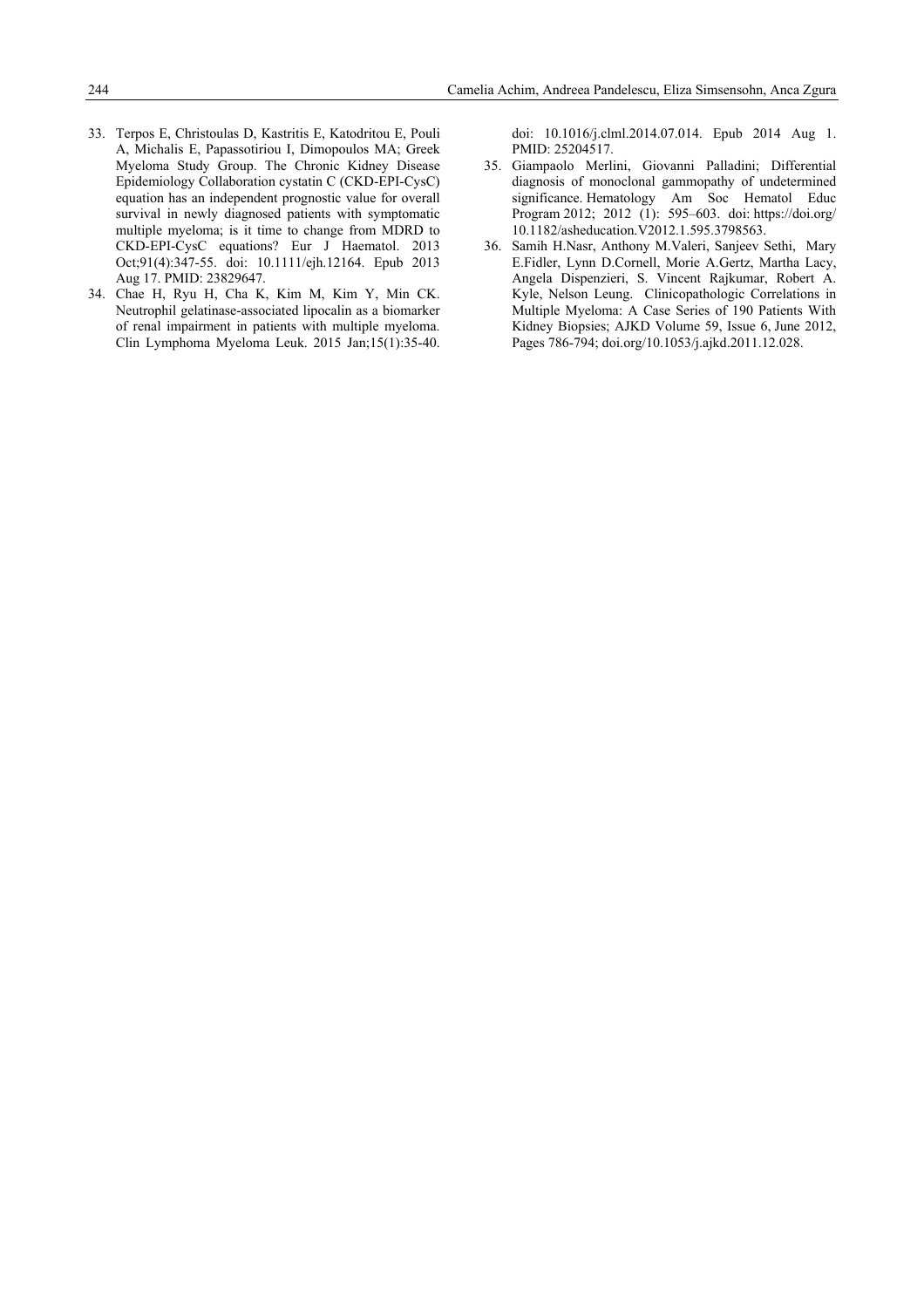33. Terpos E, Christoulas D, Kastritis E, Katodritou E, Pouli A, Michalis E, Papassotiriou I, Dimopoulos MA; Greek Myeloma Study Group. The Chronic Kidney Disease Epidemiology Collaboration cystatin C (CKD-EPI-CysC) equation has an independent prognostic value for overall survival in newly diagnosed patients with symptomatic multiple myeloma; is it time to change from MDRD to CKD-EPI-CysC equations? Eur J Haematol. 2013 Oct;91(4):347-55. doi: 10.1111/ejh.12164. Epub 2013 Aug 17. PMID: 23829647.
34. Chae H, Ryu H, Cha K, Kim M, Kim Y, Min CK. Neutrophil gelatinase-associated lipocalin as a biomarker of renal impairment in patients with multiple myeloma. Clin Lymphoma Myeloma Leuk. 2015 Jan;15(1):35-40. doi: 10.1016/j.clml.2014.07.014. Epub 2014 Aug 1. PMID: 25204517.
35. Giampaolo Merlini, Giovanni Palladini; Differential diagnosis of monoclonal gammopathy of undetermined significance. Hematology Am Soc Hematol Educ Program 2012; 2012 (1): 595–603. doi: https://doi.org/10.1182/asheducation.V2012.1.595.3798563.
36. Samih H.Nasr, Anthony M.Valeri, Sanjeev Sethi, Mary E.Fidler, Lynn D.Cornell, Morie A.Gertz, Martha Lacy, Angela Dispenzieri, S. Vincent Rajkumar, Robert A. Kyle, Nelson Leung. Clinicopathologic Correlations in Multiple Myeloma: A Case Series of 190 Patients With Kidney Biopsies; AJKD Volume 59, Issue 6, June 2012, Pages 786-794; doi.org/10.1053/j.ajkd.2011.12.028.